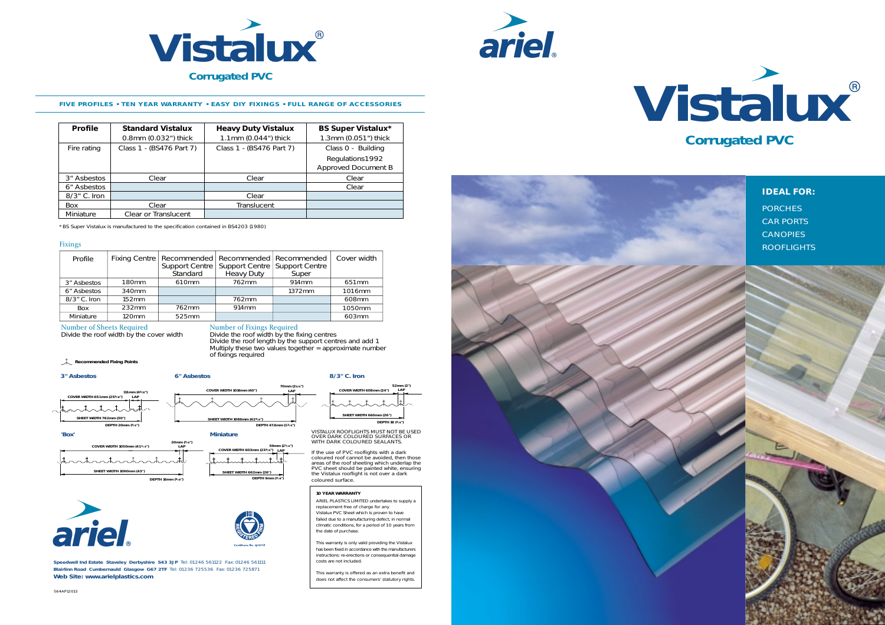# Vistalux®

## Corrugated PVC

**FIVE PROFILES • TEN YEAR WARRANTY • EASY DIY FIXINGS • FULL RANGE OF ACCESSORIES**

| Profile | Standard Vistalux | Heavy Duty Vistalux | BS Super Vistalux* |
|---|---|---|---|
| | 0.8mm (0.032") thick | 1.1mm (0.044") thick | 1.3mm (0.051") thick |
| Fire rating | Class 1 - (BS476 Part 7) | Class 1 - (BS476 Part 7) | Class 0 - Building Regulations1992 Approved Document B |
| 3" Asbestos | Clear | Clear | Clear |
| 6" Asbestos | | | Clear |
| 8/3" C. Iron | | Clear | |
| Box | Clear | Translucent | |
| Miniature | Clear or Translucent | | |

* BS Super Vistalux is manufactured to the specification contained in BS4203 (1980)

### Fixings

| Profile | Fixing Centre | Recommended Support Centre Standard | Recommended Support Centre Heavy Duty | Recommended Support Centre Super | Cover width |
|---|---|---|---|---|---|
| 3" Asbestos | 180mm | 610mm | 762mm | 914mm | 651mm |
| 6" Asbestos | 340mm | | | 1372mm | 1016mm |
| 8/3" C. Iron | 152mm | | 762mm | | 608mm |
| Box | 232mm | 762mm | 914mm | | 1050mm |
| Miniature | 120mm | 525mm | | | 603mm |

**Number of Sheets Required**
Divide the roof width by the cover width

**Number of Fixings Required**
Divide the roof width by the fixing centres
Divide the roof length by the support centres and add 1
Multiply these two values together = approximate number of fixings required

Recommended Fixing Points

**3" Asbestos**
COVER WIDTH 651mm (25⅝") — 111mm (4⅜") LAP — SHEET WIDTH 762mm (30") — DEPTH 20mm (¾")

**6" Asbestos**
COVER WIDTH 1016mm (40") — 70mm (2¾") LAP — SHEET WIDTH 1086mm (42¾") — DEPTH 47.6mm (1⅞")

**8/3" C. Iron**
COVER WIDTH 608mm (24") — 52mm (2") LAP — SHEET WIDTH 660mm (26") — DEPTH 18 (¾")

**'Box'**
COVER WIDTH 1050mm (41⅜") — 20mm (¾") LAP — SHEET WIDTH 1090mm (43") — DEPTH 16mm (⅝")

**Miniature**
COVER WIDTH 603mm (23¾") — 59mm (2⅜") LAP — SHEET WIDTH 662mm (26") — DEPTH 9mm (⅜")

VISTALUX ROOFLIGHTS MUST NOT BE USED OVER DARK COLOURED SURFACES OR WITH DARK COLOURED SEALANTS.

If the use of PVC rooflights with a dark coloured roof cannot be avoided, then those areas of the roof sheeting which underlap the PVC sheet should be painted white, ensuring the Vistalux rooflight is not over a dark coloured surface.

**10 YEAR WARRANTY**

ARIEL PLASTICS LIMITED undertakes to supply a replacement free of charge for any Vistalux PVC Sheet which is proven to have failed due to a manufacturing defect, in normal climatic conditions, for a period of 10 years from the date of purchase.

This warranty is only valid providing the Vistalux has been fixed in accordance with the manufacturers instructions: re-erections or consequential damage costs are not included.

This warranty is offered as an extra benefit and does not affect the consumers' statutory rights.

ariel®

BSI Registered Firm — Certificate No. Q9410

**Speedwell Ind Estate Staveley Derbyshire S43 3JP** Tel: 01246 561122 Fax: 01246 561111
**Blairlinn Road Cumbernauld Glasgow G67 2TF** Tel: 01236 725536 Fax: 01236 725871
**Web Site: www.arielplastics.com**

564AP12013

ariel®

# Vistalux®

## Corrugated PVC

**IDEAL FOR:**

PORCHES
CAR PORTS
CANOPIES
ROOFLIGHTS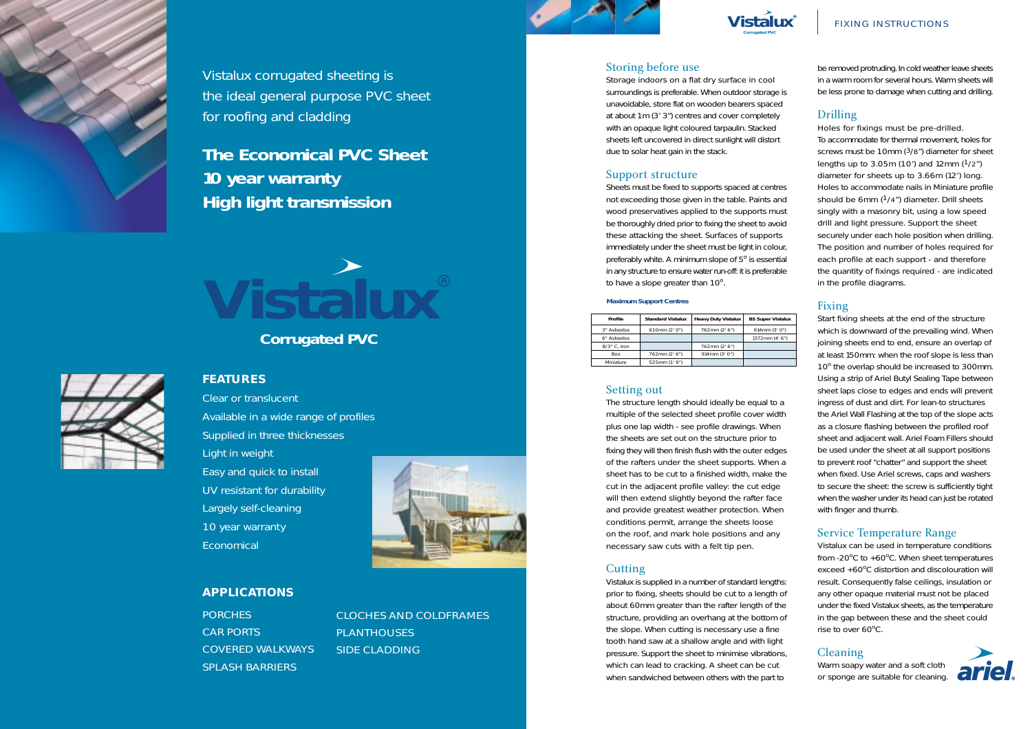Vistalux corrugated sheeting is the ideal general purpose PVC sheet for roofing and cladding

**The Economical PVC Sheet**
**10 year warranty**
**High light transmission**

# Vistalux®

**Corrugated PVC**

## FEATURES

- Clear or translucent
- Available in a wide range of profiles
- Supplied in three thicknesses
- Light in weight
- Easy and quick to install
- UV resistant for durability
- Largely self-cleaning
- 10 year warranty
- Economical

## APPLICATIONS

- PORCHES
- CAR PORTS
- COVERED WALKWAYS
- SPLASH BARRIERS
- CLOCHES AND COLDFRAMES
- PLANTHOUSES
- SIDE CLADDING

# FIXING INSTRUCTIONS

## Storing before use

Storage indoors on a flat dry surface in cool surroundings is preferable. When outdoor storage is unavoidable, store flat on wooden bearers spaced at about 1m (3' 3") centres and cover completely with an opaque light coloured tarpaulin. Stacked sheets left uncovered in direct sunlight will distort due to solar heat gain in the stack.

## Support structure

Sheets must be fixed to supports spaced at centres not exceeding those given in the table. Paints and wood preservatives applied to the supports must be thoroughly dried prior to fixing the sheet to avoid these attacking the sheet. Surfaces of supports immediately under the sheet must be light in colour, preferably white. A minimum slope of 5° is essential in any structure to ensure water run-off: it is preferable to have a slope greater than 10°.

**Maximum Support Centres**

| Profile | Standard Vistalux | Heavy Duty Vistalux | BS Super Vistalux |
|---|---|---|---|
| 3" Asbestos | 610mm (2' 0") | 762mm (2' 6") | 914mm (3' 0") |
| 6" Asbestos | | | 1372mm (4' 6") |
| 8/3" C. Iron | | 762mm (2' 6") | |
| Box | 762mm (2' 6") | 914mm (3' 0") | |
| Miniature | 525mm (1' 9") | | |

## Setting out

The structure length should ideally be equal to a multiple of the selected sheet profile cover width plus one lap width - see profile drawings. When the sheets are set out on the structure prior to fixing they will then finish flush with the outer edges of the rafters under the sheet supports. When a sheet has to be cut to a finished width, make the cut in the adjacent profile valley: the cut edge will then extend slightly beyond the rafter face and provide greatest weather protection. When conditions permit, arrange the sheets loose on the roof, and mark hole positions and any necessary saw cuts with a felt tip pen.

## Cutting

Vistalux is supplied in a number of standard lengths: prior to fixing, sheets should be cut to a length of about 60mm greater than the rafter length of the structure, providing an overhang at the bottom of the slope. When cutting is necessary use a fine tooth hand saw at a shallow angle and with light pressure. Support the sheet to minimise vibrations, which can lead to cracking. A sheet can be cut when sandwiched between others with the part to be removed protruding. In cold weather leave sheets in a warm room for several hours. Warm sheets will be less prone to damage when cutting and drilling.

## Drilling

Holes for fixings must be pre-drilled. To accommodate for thermal movement, holes for screws must be 10mm (3/8") diameter for sheet lengths up to 3.05m (10') and 12mm (1/2") diameter for sheets up to 3.66m (12') long. Holes to accommodate nails in Miniature profile should be 6mm (1/4") diameter. Drill sheets singly with a masonry bit, using a low speed drill and light pressure. Support the sheet securely under each hole position when drilling. The position and number of holes required for each profile at each support - and therefore the quantity of fixings required - are indicated in the profile diagrams.

## Fixing

Start fixing sheets at the end of the structure which is downward of the prevailing wind. When joining sheets end to end, ensure an overlap of at least 150mm: when the roof slope is less than 10° the overlap should be increased to 300mm. Using a strip of Ariel Butyl Sealing Tape between sheet laps close to edges and ends will prevent ingress of dust and dirt. For lean-to structures the Ariel Wall Flashing at the top of the slope acts as a closure flashing between the profiled roof sheet and adjacent wall. Ariel Foam Fillers should be used under the sheet at all support positions to prevent roof "chatter" and support the sheet when fixed. Use Ariel screws, caps and washers to secure the sheet: the screw is sufficiently tight when the washer under its head can just be rotated with finger and thumb.

## Service Temperature Range

Vistalux can be used in temperature conditions from -20°C to +60°C. When sheet temperatures exceed +60°C distortion and discolouration will result. Consequently false ceilings, insulation or any other opaque material must not be placed under the fixed Vistalux sheets, as the temperature in the gap between these and the sheet could rise to over 60°C.

## Cleaning

Warm soapy water and a soft cloth or sponge are suitable for cleaning.

ariel